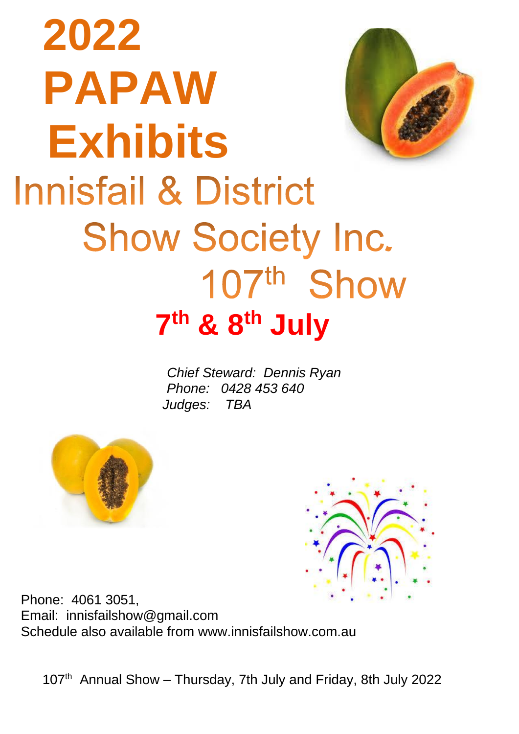# 2022 PAPAW Exhibits

## Innisfail & District Show Society Inc.

## 107th Show

## 7th & 8th July

*Chief Steward: Dennis Ryan*
*Phone: 0428 453 640*
*Judges: TBA*

Phone: 4061 3051,
Email: innisfailshow@gmail.com
Schedule also available from www.innisfailshow.com.au

107th Annual Show – Thursday, 7th July and Friday, 8th July 2022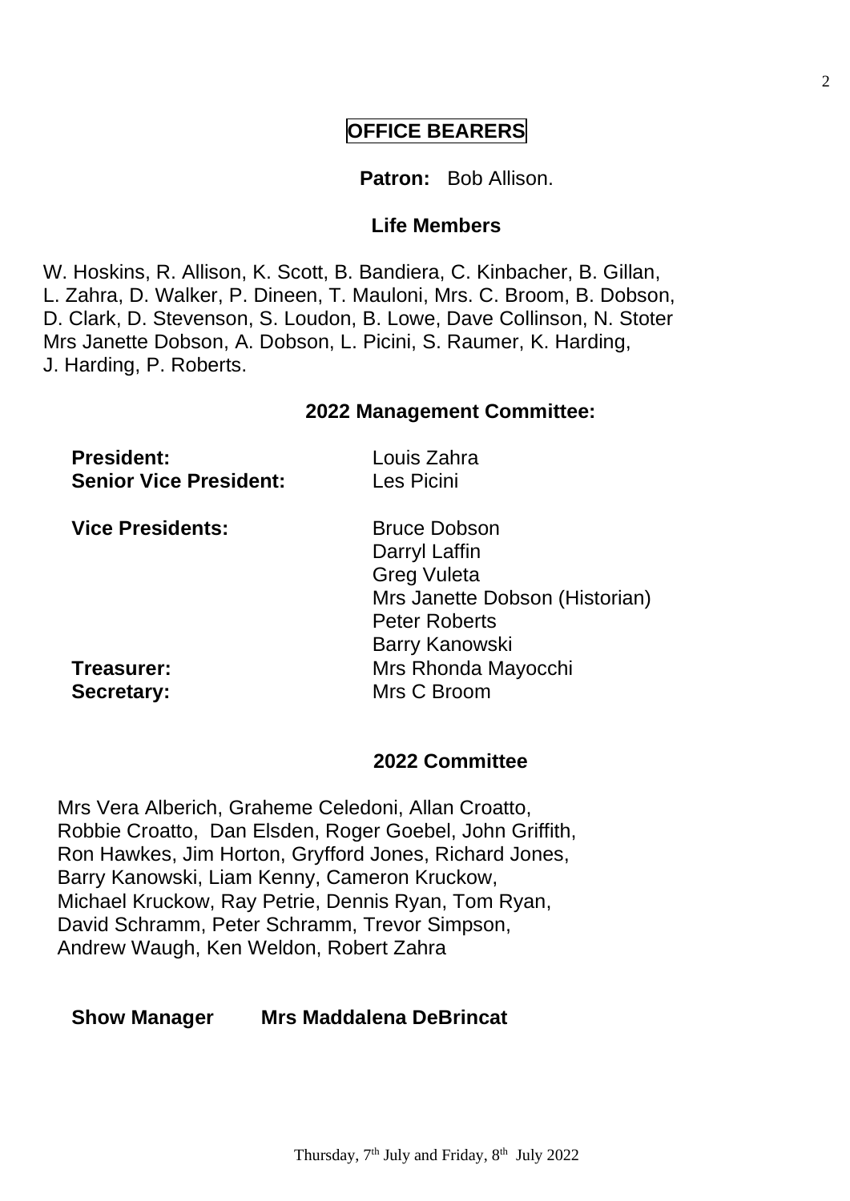# OFFICE BEARERS

**Patron:** Bob Allison.

## Life Members

W. Hoskins, R. Allison, K. Scott, B. Bandiera, C. Kinbacher, B. Gillan, L. Zahra, D. Walker, P. Dineen, T. Mauloni, Mrs. C. Broom, B. Dobson, D. Clark, D. Stevenson, S. Loudon, B. Lowe, Dave Collinson, N. Stoter Mrs Janette Dobson, A. Dobson, L. Picini, S. Raumer, K. Harding, J. Harding, P. Roberts.

## 2022 Management Committee:

| | |
|---|---|
| **President:** | Louis Zahra |
| **Senior Vice President:** | Les Picini |
| **Vice Presidents:** | Bruce Dobson |
| | Darryl Laffin |
| | Greg Vuleta |
| | Mrs Janette Dobson (Historian) |
| | Peter Roberts |
| | Barry Kanowski |
| **Treasurer:** | Mrs Rhonda Mayocchi |
| **Secretary:** | Mrs C Broom |

## 2022 Committee

Mrs Vera Alberich, Graheme Celedoni, Allan Croatto, Robbie Croatto, Dan Elsden, Roger Goebel, John Griffith, Ron Hawkes, Jim Horton, Gryfford Jones, Richard Jones, Barry Kanowski, Liam Kenny, Cameron Kruckow, Michael Kruckow, Ray Petrie, Dennis Ryan, Tom Ryan, David Schramm, Peter Schramm, Trevor Simpson, Andrew Waugh, Ken Weldon, Robert Zahra

**Show Manager** **Mrs Maddalena DeBrincat**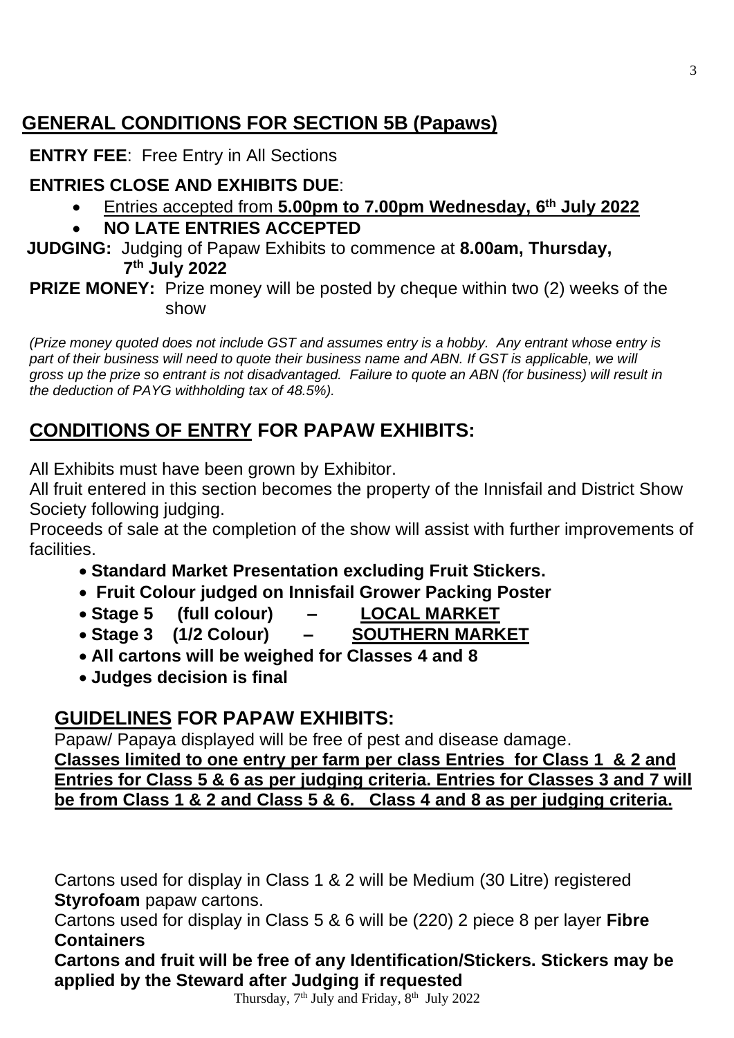## GENERAL CONDITIONS FOR SECTION 5B (Papaws)

**ENTRY FEE**: Free Entry in All Sections

**ENTRIES CLOSE AND EXHIBITS DUE**:

- Entries accepted from **5.00pm to 7.00pm Wednesday, 6th July 2022**
- **NO LATE ENTRIES ACCEPTED**

**JUDGING:** Judging of Papaw Exhibits to commence at **8.00am, Thursday, 7th July 2022**

**PRIZE MONEY:** Prize money will be posted by cheque within two (2) weeks of the show

*(Prize money quoted does not include GST and assumes entry is a hobby. Any entrant whose entry is part of their business will need to quote their business name and ABN. If GST is applicable, we will gross up the prize so entrant is not disadvantaged. Failure to quote an ABN (for business) will result in the deduction of PAYG withholding tax of 48.5%).*

## CONDITIONS OF ENTRY FOR PAPAW EXHIBITS:

All Exhibits must have been grown by Exhibitor.

All fruit entered in this section becomes the property of the Innisfail and District Show Society following judging.

Proceeds of sale at the completion of the show will assist with further improvements of facilities.

- **Standard Market Presentation excluding Fruit Stickers.**
- **Fruit Colour judged on Innisfail Grower Packing Poster**
- **Stage 5 (full colour) – LOCAL MARKET**
- **Stage 3 (1/2 Colour) – SOUTHERN MARKET**
- **All cartons will be weighed for Classes 4 and 8**
- **Judges decision is final**

## GUIDELINES FOR PAPAW EXHIBITS:

Papaw/ Papaya displayed will be free of pest and disease damage.

**Classes limited to one entry per farm per class Entries for Class 1 & 2 and Entries for Class 5 & 6 as per judging criteria. Entries for Classes 3 and 7 will be from Class 1 & 2 and Class 5 & 6. Class 4 and 8 as per judging criteria.**

Cartons used for display in Class 1 & 2 will be Medium (30 Litre) registered **Styrofoam** papaw cartons.

Cartons used for display in Class 5 & 6 will be (220) 2 piece 8 per layer **Fibre Containers**

**Cartons and fruit will be free of any Identification/Stickers. Stickers may be applied by the Steward after Judging if requested**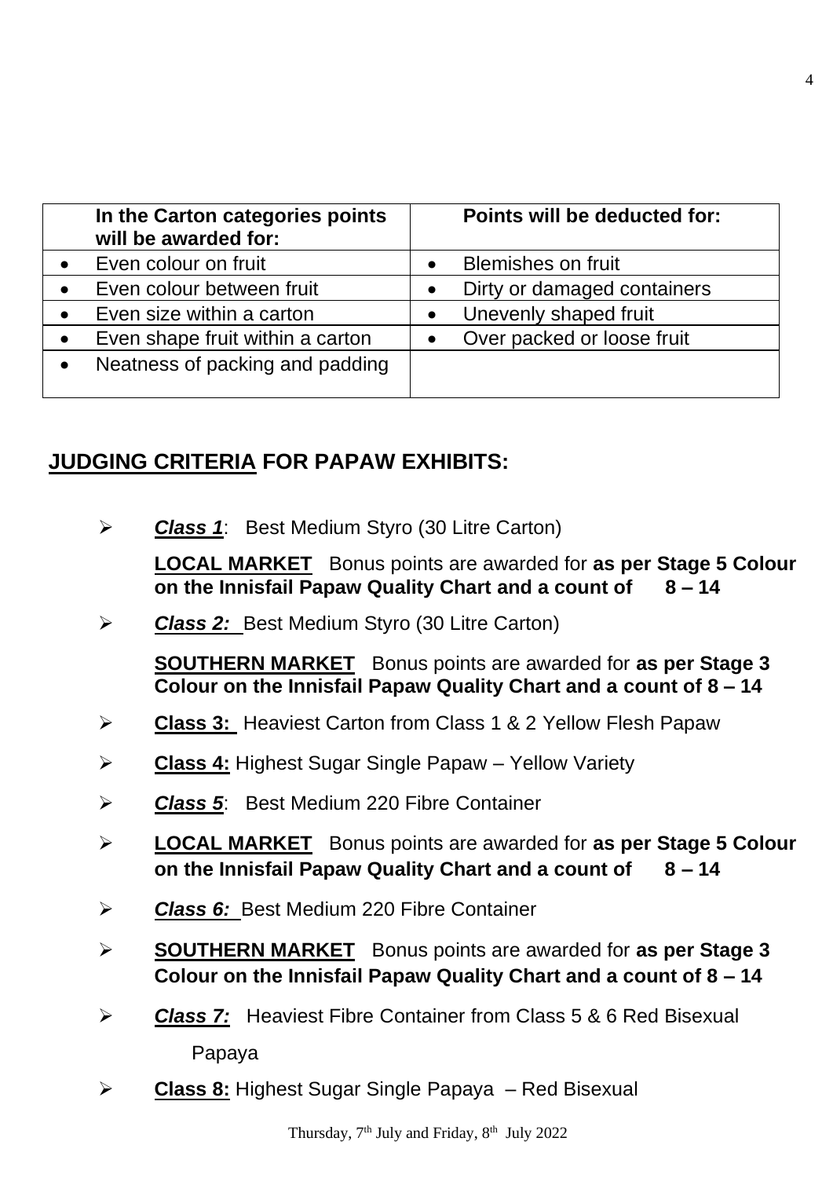| In the Carton categories points will be awarded for: | Points will be deducted for: |
|---|---|
| • Even colour on fruit | • Blemishes on fruit |
| • Even colour between fruit | • Dirty or damaged containers |
| • Even size within a carton | • Unevenly shaped fruit |
| • Even shape fruit within a carton | • Over packed or loose fruit |
| • Neatness of packing and padding | |

## JUDGING CRITERIA FOR PAPAW EXHIBITS:

- ***Class 1***: Best Medium Styro (30 Litre Carton)

  **LOCAL MARKET** Bonus points are awarded for **as per Stage 5 Colour on the Innisfail Papaw Quality Chart and a count of 8 – 14**

- ***Class 2:*** Best Medium Styro (30 Litre Carton)

  **SOUTHERN MARKET** Bonus points are awarded for **as per Stage 3 Colour on the Innisfail Papaw Quality Chart and a count of 8 – 14**

- **Class 3:** Heaviest Carton from Class 1 & 2 Yellow Flesh Papaw
- **Class 4:** Highest Sugar Single Papaw – Yellow Variety
- ***Class 5***: Best Medium 220 Fibre Container
- **LOCAL MARKET** Bonus points are awarded for **as per Stage 5 Colour on the Innisfail Papaw Quality Chart and a count of 8 – 14**
- ***Class 6:*** Best Medium 220 Fibre Container
- **SOUTHERN MARKET** Bonus points are awarded for **as per Stage 3 Colour on the Innisfail Papaw Quality Chart and a count of 8 – 14**
- ***Class 7:*** Heaviest Fibre Container from Class 5 & 6 Red Bisexual Papaya
- **Class 8:** Highest Sugar Single Papaya – Red Bisexual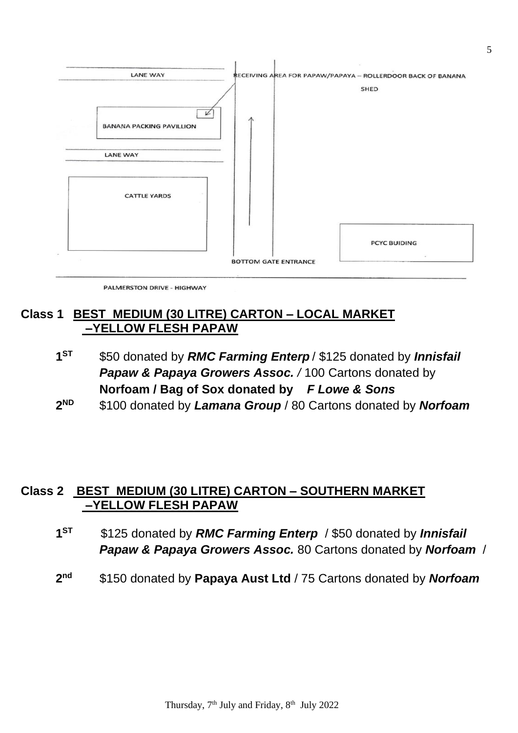LANE WAY

RECEIVING AREA FOR PAPAW/PAPAYA – ROLLERDOOR BACK OF BANANA SHED

BANANA PACKING PAVILLION

LANE WAY

CATTLE YARDS

PCYC BUIDING

BOTTOM GATE ENTRANCE

PALMERSTON DRIVE - HIGHWAY

## Class 1 BEST MEDIUM (30 LITRE) CARTON – LOCAL MARKET –YELLOW FLESH PAPAW

**1ST** $50 donated by ***RMC Farming Enterp*** / $125 donated by ***Innisfail Papaw & Papaya Growers Assoc.*** / 100 Cartons donated by **Norfoam / Bag of Sox donated by** ***F Lowe & Sons***

**2ND** $100 donated by ***Lamana Group*** / 80 Cartons donated by ***Norfoam***

## Class 2 BEST MEDIUM (30 LITRE) CARTON – SOUTHERN MARKET –YELLOW FLESH PAPAW

**1ST** $125 donated by ***RMC Farming Enterp*** / $50 donated by ***Innisfail Papaw & Papaya Growers Assoc.*** 80 Cartons donated by ***Norfoam*** /

**2nd** $150 donated by **Papaya Aust Ltd** / 75 Cartons donated by ***Norfoam***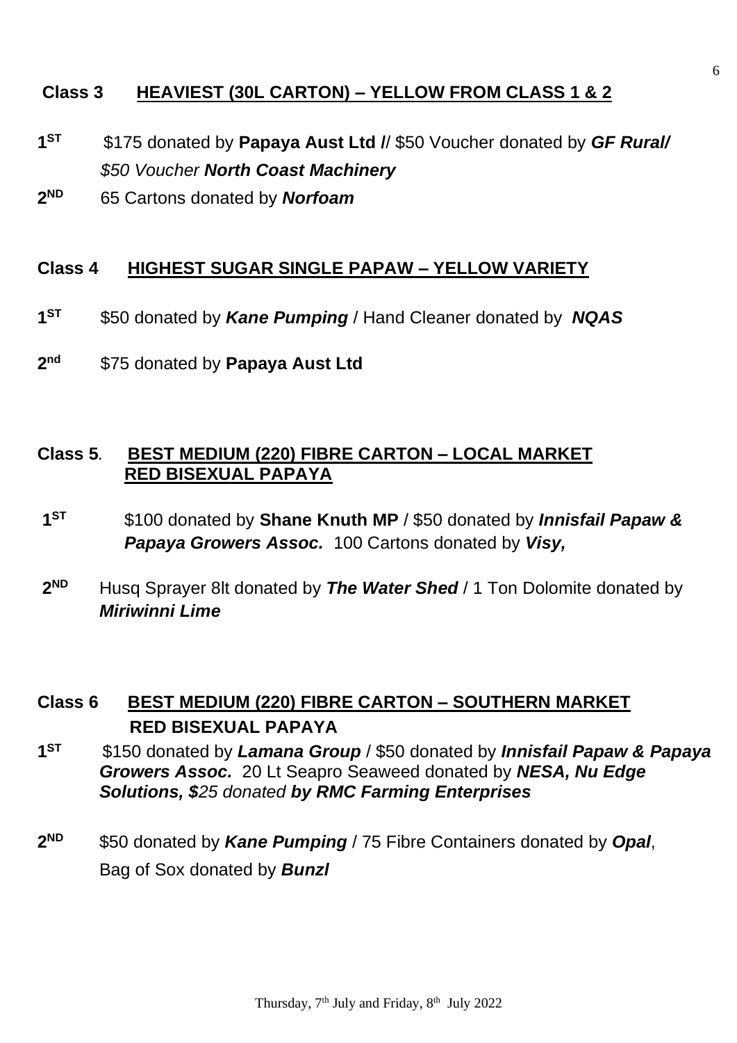**Class 3 HEAVIEST (30L CARTON) – YELLOW FROM CLASS 1 & 2**

**1ST** $175 donated by **Papaya Aust Ltd /**/ $50 Voucher donated by ***GF Rural/*** *$50 Voucher* ***North Coast Machinery***

**2ND** 65 Cartons donated by ***Norfoam***

**Class 4 HIGHEST SUGAR SINGLE PAPAW – YELLOW VARIETY**

**1ST** $50 donated by ***Kane Pumping*** / Hand Cleaner donated by ***NQAS***

**2nd** $75 donated by **Papaya Aust Ltd**

**Class 5*.* BEST MEDIUM (220) FIBRE CARTON – LOCAL MARKET RED BISEXUAL PAPAYA**

**1ST** $100 donated by **Shane Knuth MP** / $50 donated by ***Innisfail Papaw & Papaya Growers Assoc.*** 100 Cartons donated by ***Visy,***

**2ND** Husq Sprayer 8lt donated by ***The Water Shed*** / 1 Ton Dolomite donated by ***Miriwinni Lime***

**Class 6 BEST MEDIUM (220) FIBRE CARTON – SOUTHERN MARKET RED BISEXUAL PAPAYA**

**1ST** $150 donated by ***Lamana Group*** / $50 donated by ***Innisfail Papaw & Papaya Growers Assoc.*** 20 Lt Seapro Seaweed donated by ***NESA, Nu Edge Solutions, $****25 donated* ***by RMC Farming Enterprises***

**2ND** $50 donated by ***Kane Pumping*** / 75 Fibre Containers donated by ***Opal***, Bag of Sox donated by ***Bunzl***

Thursday, 7th July and Friday, 8th July 2022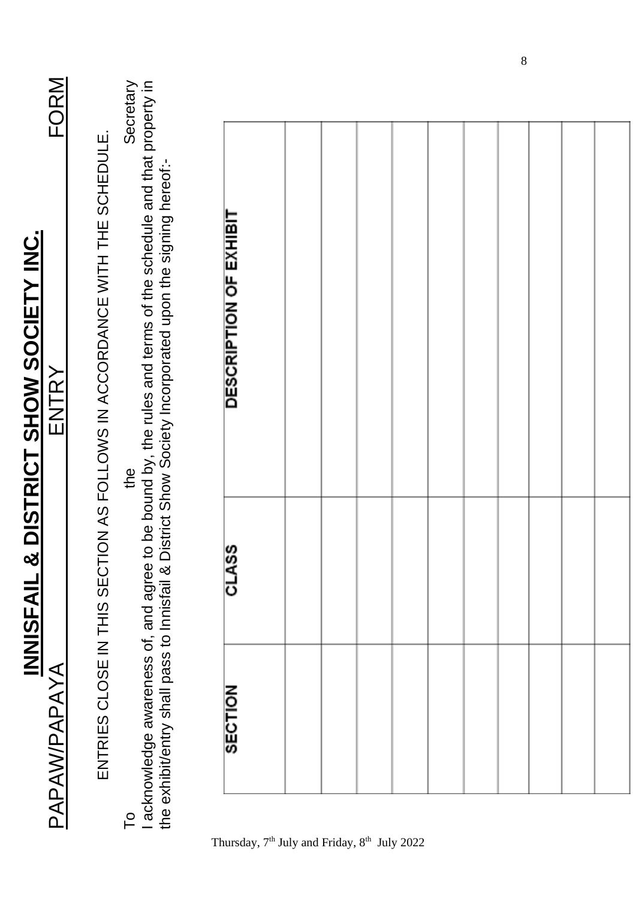# INNISFAIL & DISTRICT SHOW SOCIETY INC.

## PAPAW/PAPAYA ENTRY FORM

ENTRIES CLOSE IN THIS SECTION AS FOLLOWS IN ACCORDANCE WITH THE SCHEDULE.

To the Secretary

I acknowledge awareness of, and agree to be bound by, the rules and terms of the schedule and that property in the exhibit/entry shall pass to Innisfail & District Show Society Incorporated upon the signing hereof:-

| SECTION | CLASS | DESCRIPTION OF EXHIBIT |
|---|---|---|
| | | |
| | | |
| | | |
| | | |
| | | |
| | | |
| | | |
| | | |
| | | |
| | | |

Thursday, 7th July and Friday, 8th July 2022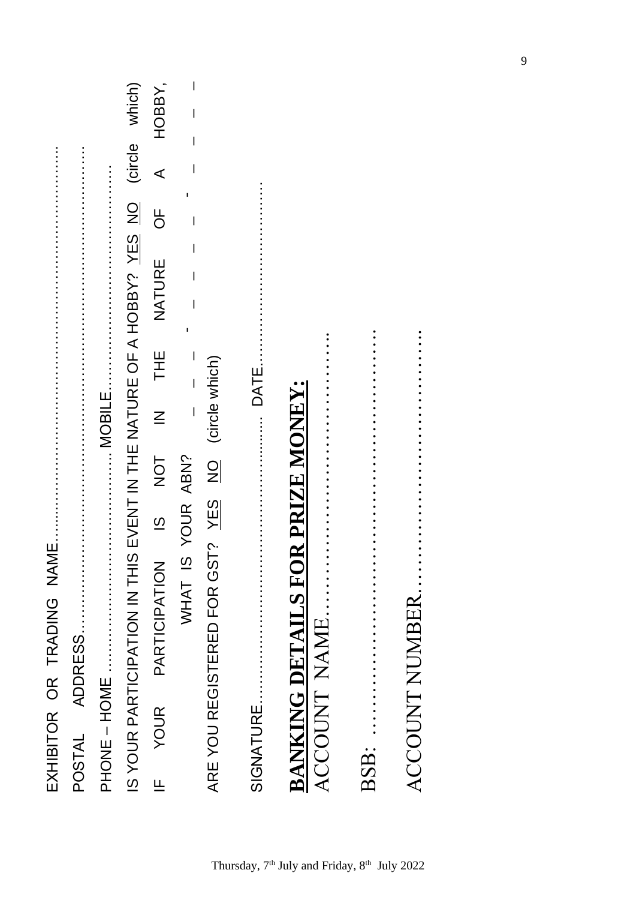EXHIBITOR OR TRADING NAME……………………………………………………………

POSTAL ADDRESS……………………………………………………………………

PHONE – HOME ………………………………… MOBILE…………………………………

IS YOUR PARTICIPATION IN THIS EVENT IN THE NATURE OF A HOBBY? YES NO (circle which)

IF YOUR PARTICIPATION IS NOT IN THE NATURE OF A HOBBY, WHAT IS YOUR ABN? _ _ _ - _ _ _ - _ _ _ - _ _ _

ARE YOU REGISTERED FOR GST? YES NO (circle which)

SIGNATURE………………………………………… DATE……………………………

## BANKING DETAILS FOR PRIZE MONEY:

ACCOUNT NAME………………………………………………

BSB: ………………………………………………………

ACCOUNT NUMBER……………………………………………

Thursday, 7th July and Friday, 8th July 2022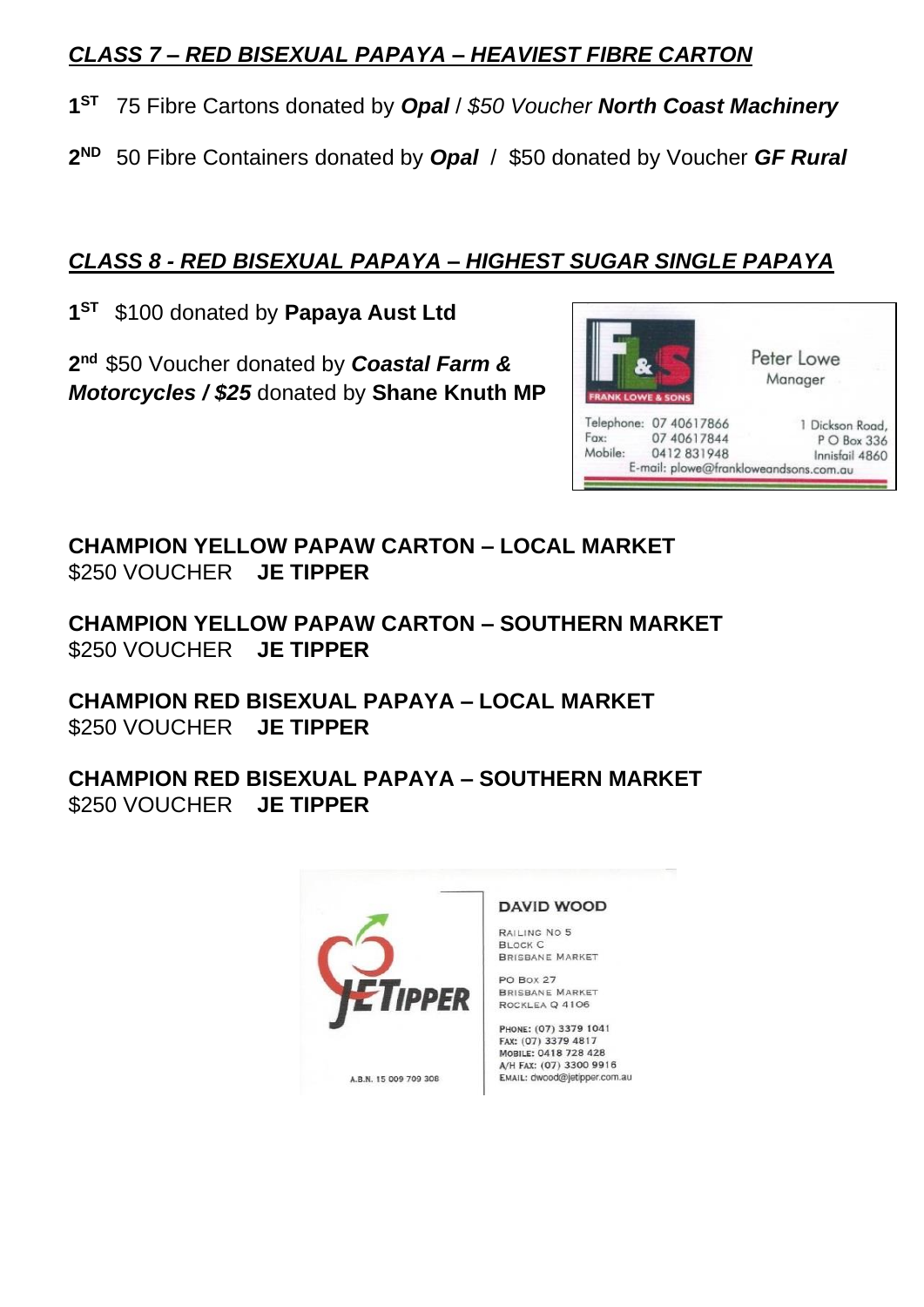## *CLASS 7 – RED BISEXUAL PAPAYA – HEAVIEST FIBRE CARTON*

**1ST** 75 Fibre Cartons donated by ***Opal*** / *$50 Voucher* ***North Coast Machinery***

**2ND** 50 Fibre Containers donated by ***Opal*** / $50 donated by Voucher ***GF Rural***

## *CLASS 8 - RED BISEXUAL PAPAYA – HIGHEST SUGAR SINGLE PAPAYA*

**1ST** $100 donated by **Papaya Aust Ltd**

**2nd** $50 Voucher donated by ***Coastal Farm & Motorcycles / $25*** donated by **Shane Knuth MP**

F&S
FRANK LOWE & SONS
Peter Lowe
Manager
Telephone: 07 40617866
Fax: 07 40617844
Mobile: 0412 831948
1 Dickson Road,
P O Box 336
Innisfail 4860
E-mail: plowe@frankloweandsons.com.au

**CHAMPION YELLOW PAPAW CARTON – LOCAL MARKET**
$250 VOUCHER **JE TIPPER**

**CHAMPION YELLOW PAPAW CARTON – SOUTHERN MARKET**
$250 VOUCHER **JE TIPPER**

**CHAMPION RED BISEXUAL PAPAYA – LOCAL MARKET**
$250 VOUCHER **JE TIPPER**

**CHAMPION RED BISEXUAL PAPAYA – SOUTHERN MARKET**
$250 VOUCHER **JE TIPPER**

JETIPPER
A.B.N. 15 009 709 308

DAVID WOOD
RAILING NO 5
BLOCK C
BRISBANE MARKET

PO BOX 27
BRISBANE MARKET
ROCKLEA Q 4106

PHONE: (07) 3379 1041
FAX: (07) 3379 4817
MOBILE: 0418 728 428
A/H FAX: (07) 3300 9916
EMAIL: dwood@jetipper.com.au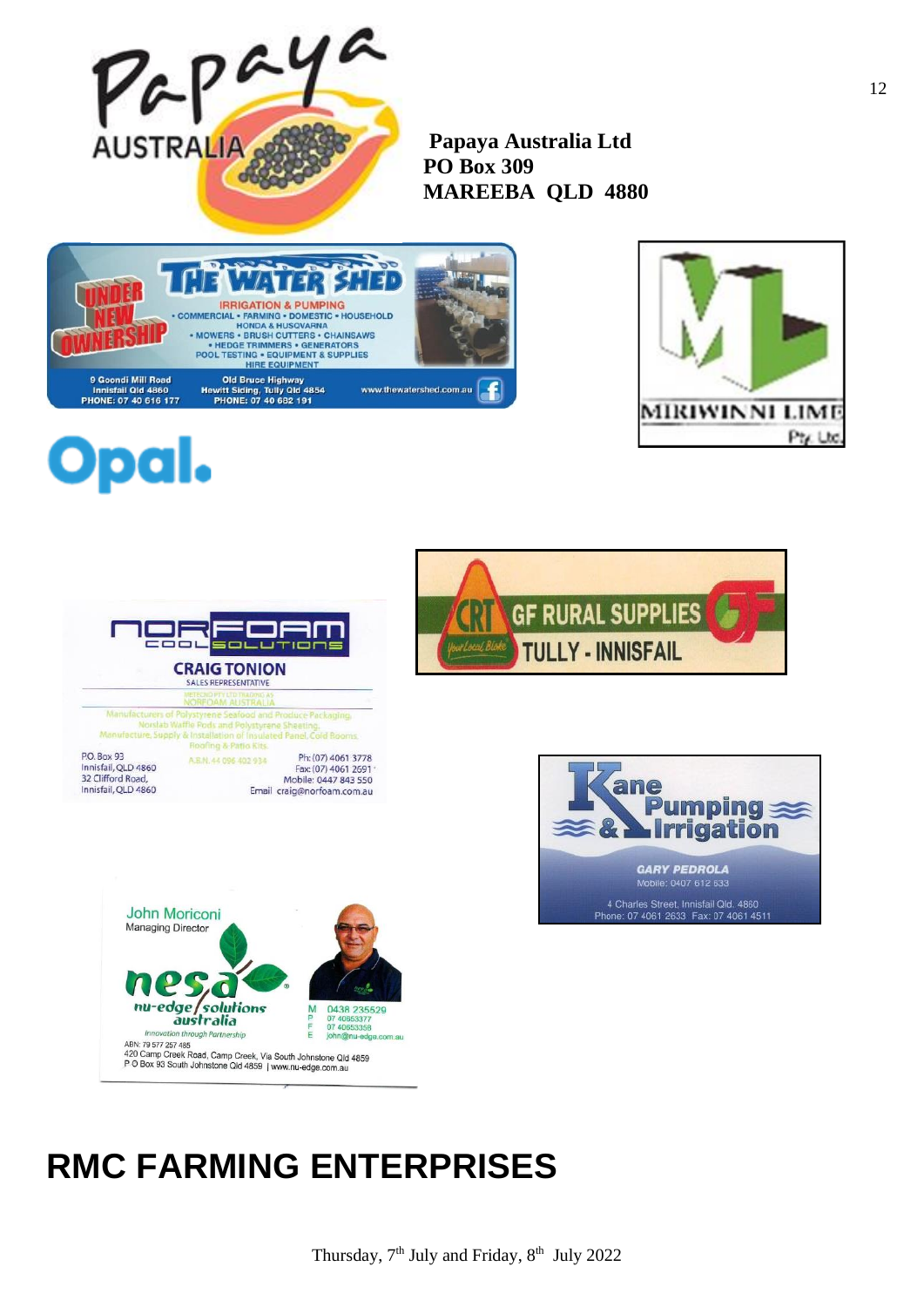Papaya AUSTRALIA

**Papaya Australia Ltd**
**PO Box 309**
**MAREEBA QLD 4880**

UNDER NEW OWNERSHIP

THE WATER SHED

IRRIGATION & PUMPING
• COMMERCIAL • FARMING • DOMESTIC • HOUSEHOLD
HONDA & HUSQVARNA
• MOWERS • BRUSH CUTTERS • CHAINSAWS
• HEDGE TRIMMERS • GENERATORS
POOL TESTING • EQUIPMENT & SUPPLIES
HIRE EQUIPMENT

9 Goondi Mill Road
Innisfail Qld 4860
PHONE: 07 40 616 177

Old Bruce Highway
Hewitt Siding, Tully Qld 4854
PHONE: 07 40 682 191

www.thewatershed.com.au

MIRIWINNI LIME Pty Ltd

Opal.

NORFOAM COOL SOLUTIONS

CRAIG TONION
SALES REPRESENTATIVE

METECNO PTY LTD TRADING AS
NORFOAM AUSTRALIA

Manufacturers of Polystyrene Seafood and Produce Packaging.
Norslab Waffle Pods and Polystyrene Sheeting.
Manufacture, Supply & Installation of Insulated Panel, Cold Rooms.
Roofing & Patio Kits.

P.O. Box 93
Innisfail, QLD 4860
32 Clifford Road,
Innisfail, QLD 4860

A.B.N. 44 096 402 934

Ph: (07) 4061 3778
Fax: (07) 4061 2591
Mobile: 0447 843 550
Email craig@norfoam.com.au

CRT GF RURAL SUPPLIES
Your Local Bloke
TULLY - INNISFAIL

Kane Pumping & Irrigation

GARY PEDROLA
Mobile: 0407 612 633

4 Charles Street, Innisfail Qld. 4860
Phone: 07 4061 2633 Fax: 07 4061 4511

John Moriconi
Managing Director

nesa
nu-edge solutions australia
Innovation through Partnership

M 0438 235529
P 07 40653377
F 07 40653358
E john@nu-edge.com.au

ABN: 79 577 257 485
420 Camp Creek Road, Camp Creek, Via South Johnstone Qld 4859
P O Box 93 South Johnstone Qld 4859 | www.nu-edge.com.au

# RMC FARMING ENTERPRISES

Thursday, 7th July and Friday, 8th July 2022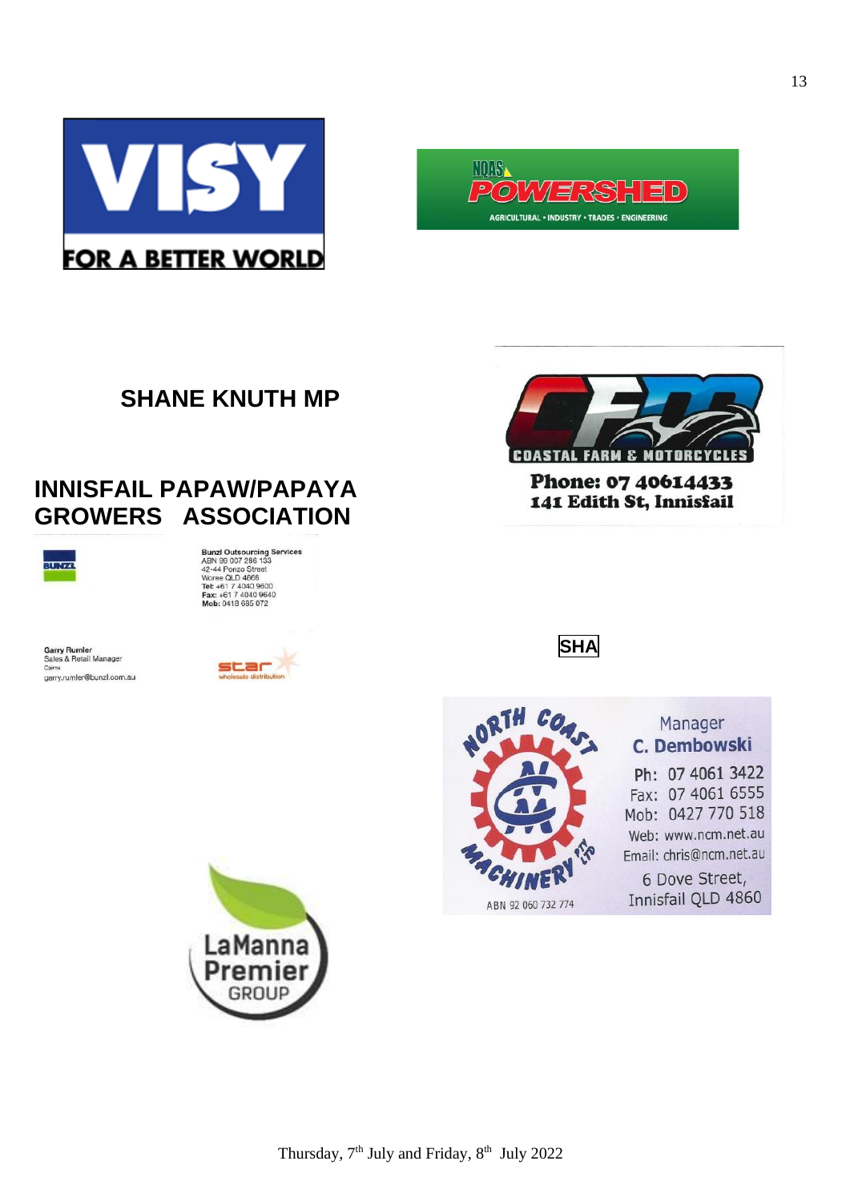VISY

FOR A BETTER WORLD

NQAS POWERSHED

AGRICULTURAL • INDUSTRY • TRADES • ENGINEERING

## SHANE KNUTH MP

## INNISFAIL PAPAW/PAPAYA GROWERS ASSOCIATION

BUNZL

**Bunzl Outsourcing Services**
ABN 99 007 286 133
42-44 Ponzo Street
Woree QLD 4868
**Tel:** +61 7 4040 9600
**Fax:** +61 7 4040 9640
**Mob:** 0418 685 072

**Garry Rumler**
Sales & Retail Manager
Cairns
garry.rumler@bunzl.com.au

star
wholesale distribution

CFM

COASTAL FARM & MOTORCYCLES

**Phone: 07 40614433**
**141 Edith St, Innisfail**

SHA

NORTH COAST MACHINERY PTY LTD

ABN 92 060 732 774

Manager
**C. Dembowski**
Ph: 07 4061 3422
Fax: 07 4061 6555
Mob: 0427 770 518
Web: www.ncm.net.au
Email: chris@ncm.net.au
6 Dove Street,
Innisfail QLD 4860

LaManna Premier GROUP

Thursday, 7th July and Friday, 8th July 2022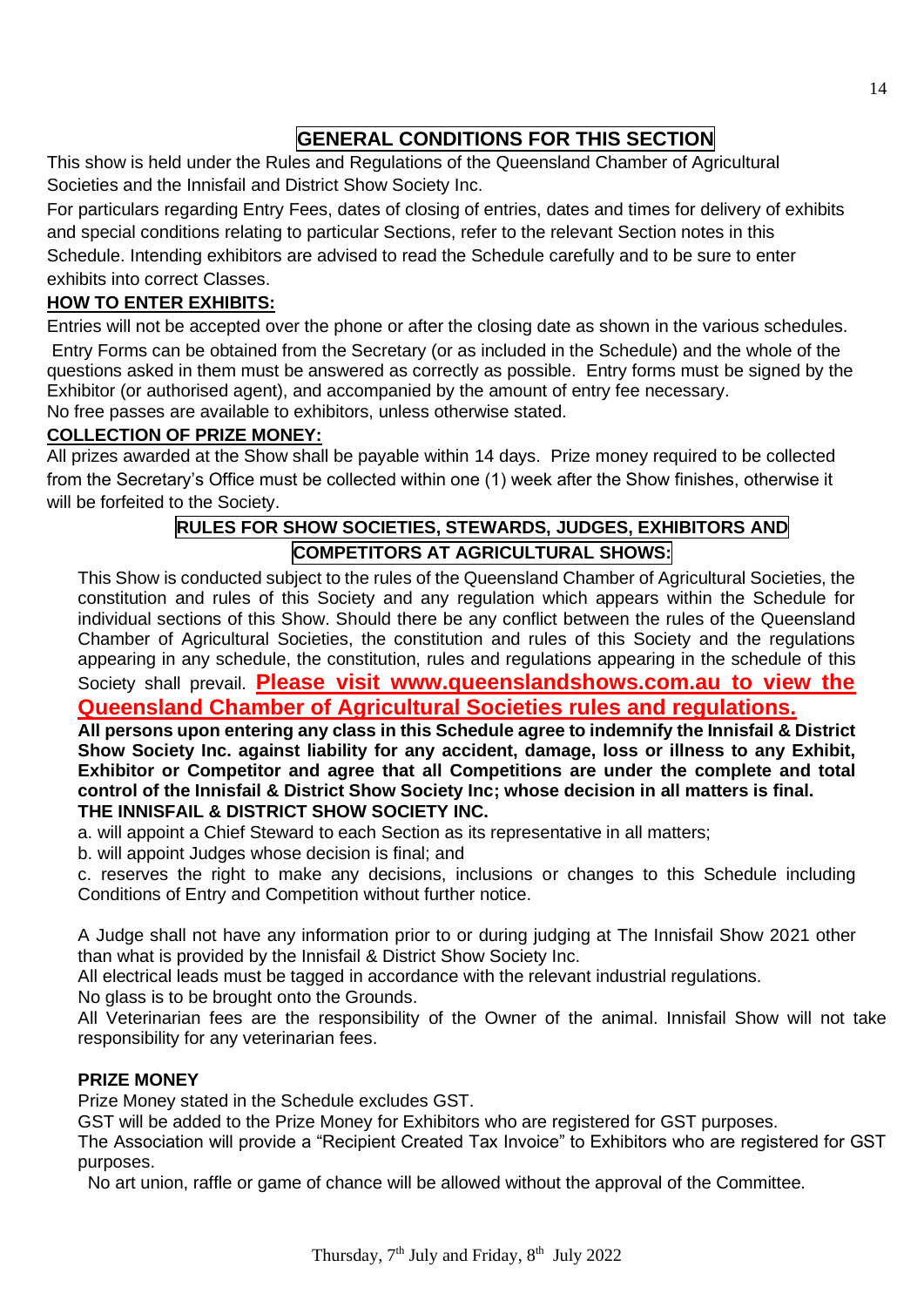## GENERAL CONDITIONS FOR THIS SECTION

This show is held under the Rules and Regulations of the Queensland Chamber of Agricultural Societies and the Innisfail and District Show Society Inc.

For particulars regarding Entry Fees, dates of closing of entries, dates and times for delivery of exhibits and special conditions relating to particular Sections, refer to the relevant Section notes in this Schedule. Intending exhibitors are advised to read the Schedule carefully and to be sure to enter exhibits into correct Classes.

### HOW TO ENTER EXHIBITS:

Entries will not be accepted over the phone or after the closing date as shown in the various schedules.

Entry Forms can be obtained from the Secretary (or as included in the Schedule) and the whole of the questions asked in them must be answered as correctly as possible. Entry forms must be signed by the Exhibitor (or authorised agent), and accompanied by the amount of entry fee necessary.

No free passes are available to exhibitors, unless otherwise stated.

### COLLECTION OF PRIZE MONEY:

All prizes awarded at the Show shall be payable within 14 days. Prize money required to be collected from the Secretary's Office must be collected within one (1) week after the Show finishes, otherwise it will be forfeited to the Society.

## RULES FOR SHOW SOCIETIES, STEWARDS, JUDGES, EXHIBITORS AND COMPETITORS AT AGRICULTURAL SHOWS:

This Show is conducted subject to the rules of the Queensland Chamber of Agricultural Societies, the constitution and rules of this Society and any regulation which appears within the Schedule for individual sections of this Show. Should there be any conflict between the rules of the Queensland Chamber of Agricultural Societies, the constitution and rules of this Society and the regulations appearing in any schedule, the constitution, rules and regulations appearing in the schedule of this Society shall prevail. **Please visit www.queenslandshows.com.au to view the Queensland Chamber of Agricultural Societies rules and regulations.**

**All persons upon entering any class in this Schedule agree to indemnify the Innisfail & District Show Society Inc. against liability for any accident, damage, loss or illness to any Exhibit, Exhibitor or Competitor and agree that all Competitions are under the complete and total control of the Innisfail & District Show Society Inc; whose decision in all matters is final.**

**THE INNISFAIL & DISTRICT SHOW SOCIETY INC.**

a. will appoint a Chief Steward to each Section as its representative in all matters;

b. will appoint Judges whose decision is final; and

c. reserves the right to make any decisions, inclusions or changes to this Schedule including Conditions of Entry and Competition without further notice.

A Judge shall not have any information prior to or during judging at The Innisfail Show 2021 other than what is provided by the Innisfail & District Show Society Inc.

All electrical leads must be tagged in accordance with the relevant industrial regulations.

No glass is to be brought onto the Grounds.

All Veterinarian fees are the responsibility of the Owner of the animal. Innisfail Show will not take responsibility for any veterinarian fees.

### PRIZE MONEY

Prize Money stated in the Schedule excludes GST.

GST will be added to the Prize Money for Exhibitors who are registered for GST purposes.

The Association will provide a "Recipient Created Tax Invoice" to Exhibitors who are registered for GST purposes.

No art union, raffle or game of chance will be allowed without the approval of the Committee.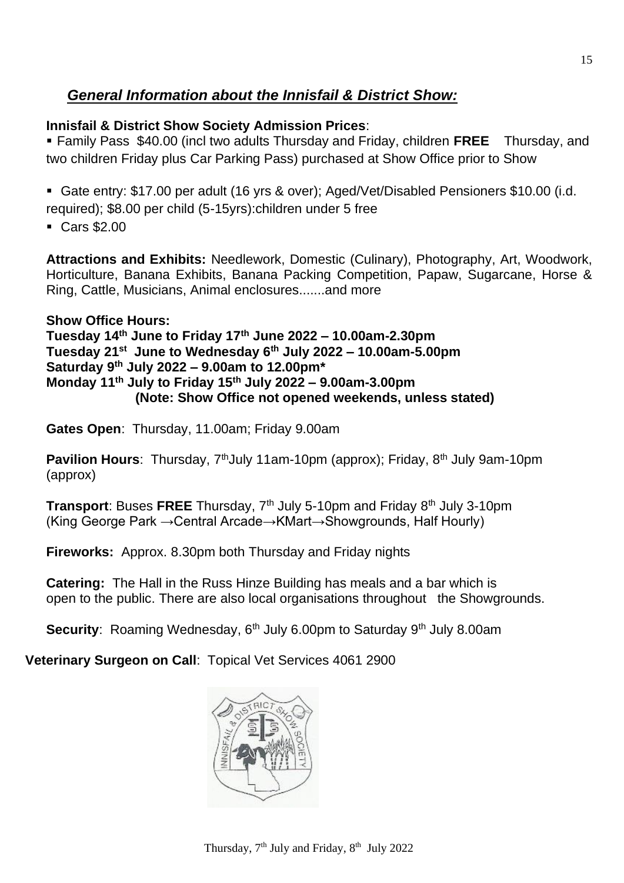## *General Information about the Innisfail & District Show:*

**Innisfail & District Show Society Admission Prices**:

- Family Pass $40.00 (incl two adults Thursday and Friday, children **FREE** Thursday, and two children Friday plus Car Parking Pass) purchased at Show Office prior to Show
- Gate entry: $17.00 per adult (16 yrs & over); Aged/Vet/Disabled Pensioners $10.00 (i.d. required); $8.00 per child (5-15yrs):children under 5 free
- Cars $2.00

**Attractions and Exhibits:** Needlework, Domestic (Culinary), Photography, Art, Woodwork, Horticulture, Banana Exhibits, Banana Packing Competition, Papaw, Sugarcane, Horse & Ring, Cattle, Musicians, Animal enclosures.......and more

**Show Office Hours:**
**Tuesday 14th June to Friday 17th June 2022 – 10.00am-2.30pm**
**Tuesday 21st June to Wednesday 6th July 2022 – 10.00am-5.00pm**
**Saturday 9th July 2022 – 9.00am to 12.00pm***
**Monday 11th July to Friday 15th July 2022 – 9.00am-3.00pm**
**(Note: Show Office not opened weekends, unless stated)**

**Gates Open**: Thursday, 11.00am; Friday 9.00am

**Pavilion Hours**: Thursday, 7th July 11am-10pm (approx); Friday, 8th July 9am-10pm (approx)

**Transport**: Buses **FREE** Thursday, 7th July 5-10pm and Friday 8th July 3-10pm (King George Park →Central Arcade→KMart→Showgrounds, Half Hourly)

**Fireworks:** Approx. 8.30pm both Thursday and Friday nights

**Catering:** The Hall in the Russ Hinze Building has meals and a bar which is open to the public. There are also local organisations throughout the Showgrounds.

**Security**: Roaming Wednesday, 6th July 6.00pm to Saturday 9th July 8.00am

**Veterinary Surgeon on Call**: Topical Vet Services 4061 2900

Thursday, 7th July and Friday, 8th July 2022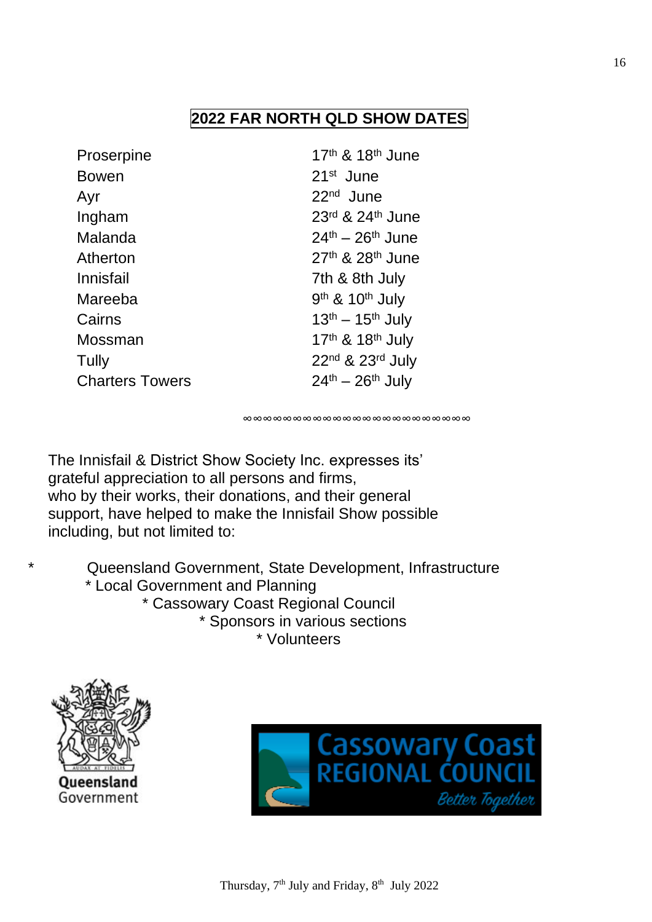## 2022 FAR NORTH QLD SHOW DATES

| | |
|---|---|
| Proserpine | 17th & 18th June |
| Bowen | 21st June |
| Ayr | 22nd June |
| Ingham | 23rd & 24th June |
| Malanda | 24th – 26th June |
| Atherton | 27th & 28th June |
| Innisfail | 7th & 8th July |
| Mareeba | 9th & 10th July |
| Cairns | 13th – 15th July |
| Mossman | 17th & 18th July |
| Tully | 22nd & 23rd July |
| Charters Towers | 24th – 26th July |

∞∞∞∞∞∞∞∞∞∞∞∞∞∞∞∞∞∞∞∞∞∞∞∞∞∞∞∞∞

The Innisfail & District Show Society Inc. expresses its' grateful appreciation to all persons and firms, who by their works, their donations, and their general support, have helped to make the Innisfail Show possible including, but not limited to:

- Queensland Government, State Development, Infrastructure
- Local Government and Planning
- Cassowary Coast Regional Council
- Sponsors in various sections
- Volunteers

Queensland Government

Cassowary Coast REGIONAL COUNCIL
Better Together

Thursday, 7th July and Friday, 8th July 2022